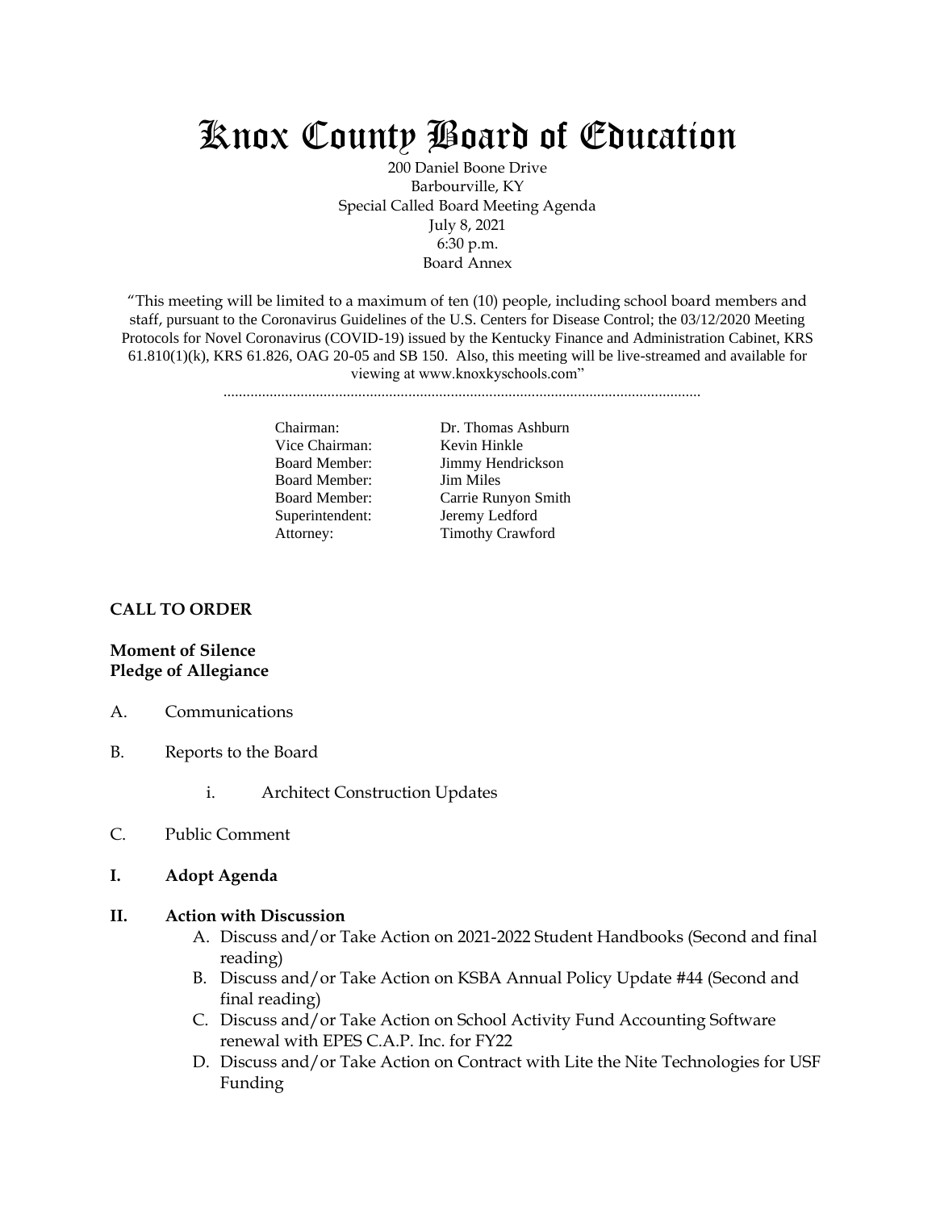# Knox County Board of Education

200 Daniel Boone Drive
Barbourville, KY
Special Called Board Meeting Agenda
July 8, 2021
6:30 p.m.
Board Annex

"This meeting will be limited to a maximum of ten (10) people, including school board members and staff, pursuant to the Coronavirus Guidelines of the U.S. Centers for Disease Control; the 03/12/2020 Meeting Protocols for Novel Coronavirus (COVID-19) issued by the Kentucky Finance and Administration Cabinet, KRS 61.810(1)(k), KRS 61.826, OAG 20-05 and SB 150. Also, this meeting will be live-streamed and available for viewing at www.knoxkyschools.com"

| | |
|---|---|
| Chairman: | Dr. Thomas Ashburn |
| Vice Chairman: | Kevin Hinkle |
| Board Member: | Jimmy Hendrickson |
| Board Member: | Jim Miles |
| Board Member: | Carrie Runyon Smith |
| Superintendent: | Jeremy Ledford |
| Attorney: | Timothy Crawford |

**CALL TO ORDER**

**Moment of Silence**
**Pledge of Allegiance**

A. Communications

B. Reports to the Board

   i. Architect Construction Updates

C. Public Comment

**I. Adopt Agenda**

**II. Action with Discussion**

   A. Discuss and/or Take Action on 2021-2022 Student Handbooks (Second and final reading)
   B. Discuss and/or Take Action on KSBA Annual Policy Update #44 (Second and final reading)
   C. Discuss and/or Take Action on School Activity Fund Accounting Software renewal with EPES C.A.P. Inc. for FY22
   D. Discuss and/or Take Action on Contract with Lite the Nite Technologies for USF Funding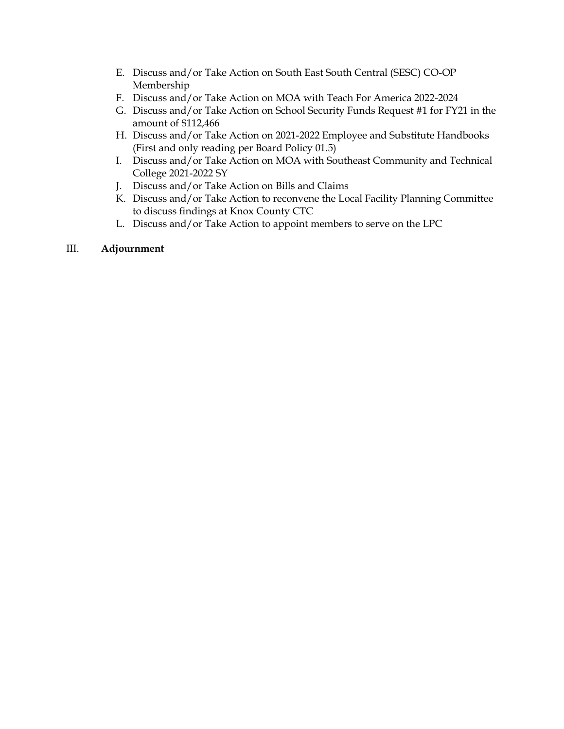E. Discuss and/or Take Action on South East South Central (SESC) CO-OP Membership
F. Discuss and/or Take Action on MOA with Teach For America 2022-2024
G. Discuss and/or Take Action on School Security Funds Request #1 for FY21 in the amount of $112,466
H. Discuss and/or Take Action on 2021-2022 Employee and Substitute Handbooks (First and only reading per Board Policy 01.5)
I. Discuss and/or Take Action on MOA with Southeast Community and Technical College 2021-2022 SY
J. Discuss and/or Take Action on Bills and Claims
K. Discuss and/or Take Action to reconvene the Local Facility Planning Committee to discuss findings at Knox County CTC
L. Discuss and/or Take Action to appoint members to serve on the LPC

III. **Adjournment**